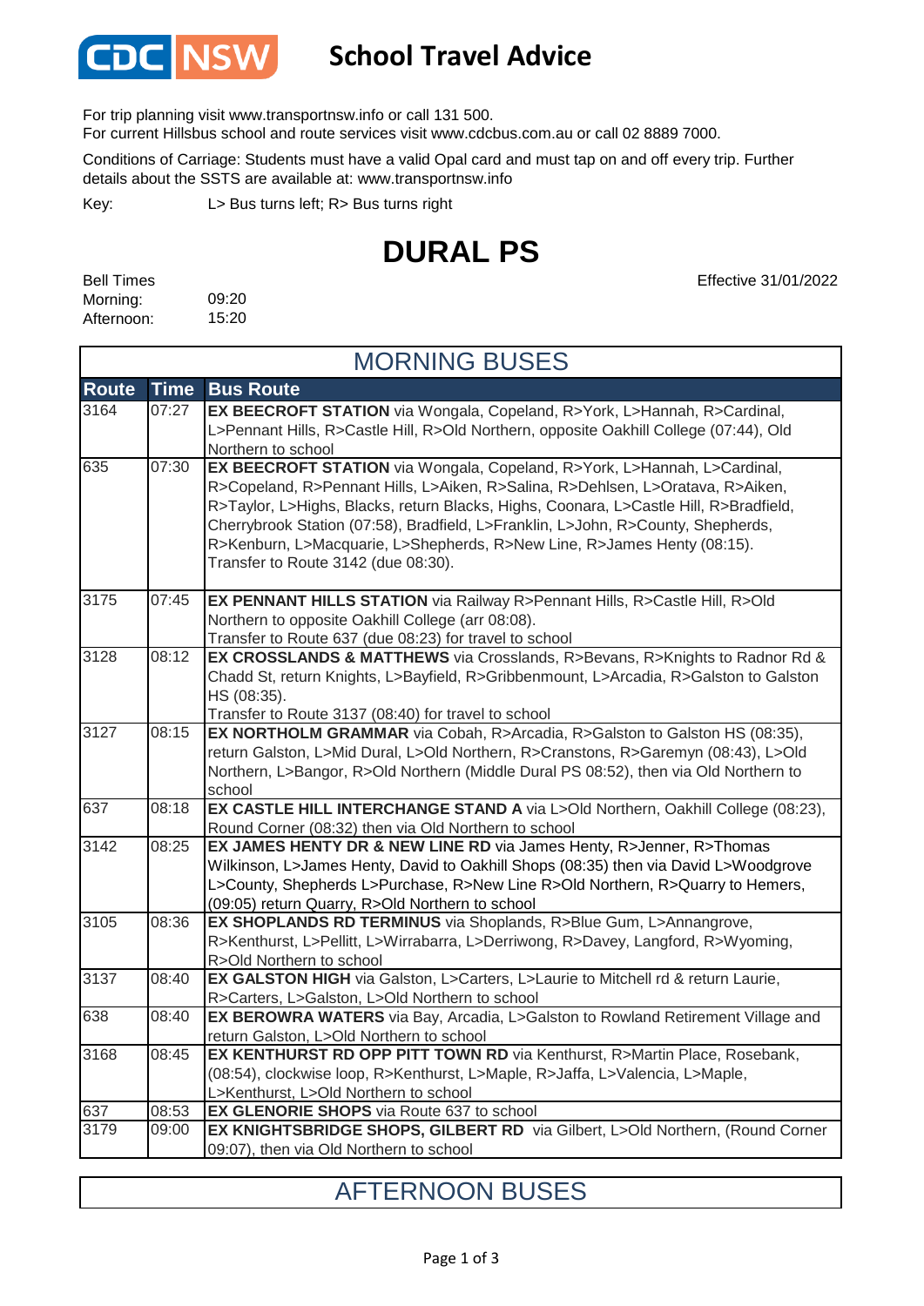**CDC NSW** — School Travel Advice

For trip planning visit www.transportnsw.info or call 131 500.
For current Hillsbus school and route services visit www.cdcbus.com.au or call 02 8889 7000.

Conditions of Carriage: Students must have a valid Opal card and must tap on and off every trip. Further details about the SSTS are available at: www.transportnsw.info

Key: L> Bus turns left; R> Bus turns right

# DURAL PS

Effective 31/01/2022

Bell Times
Morning: 09:20
Afternoon: 15:20

## MORNING BUSES

| Route | Time | Bus Route |
|---|---|---|
| 3164 | 07:27 | **EX BEECROFT STATION** via Wongala, Copeland, R>York, L>Hannah, R>Cardinal, L>Pennant Hills, R>Castle Hill, R>Old Northern, opposite Oakhill College (07:44), Old Northern to school |
| 635 | 07:30 | **EX BEECROFT STATION** via Wongala, Copeland, R>York, L>Hannah, L>Cardinal, R>Copeland, R>Pennant Hills, L>Aiken, R>Salina, R>Dehlsen, L>Oratava, R>Aiken, R>Taylor, L>Highs, Blacks, return Blacks, Highs, Coonara, L>Castle Hill, R>Bradfield, Cherrybrook Station (07:58), Bradfield, L>Franklin, L>John, R>County, Shepherds, R>Kenburn, L>Macquarie, L>Shepherds, R>New Line, R>James Henty (08:15). Transfer to Route 3142 (due 08:30). |
| 3175 | 07:45 | **EX PENNANT HILLS STATION** via Railway R>Pennant Hills, R>Castle Hill, R>Old Northern to opposite Oakhill College (arr 08:08). Transfer to Route 637 (due 08:23) for travel to school |
| 3128 | 08:12 | **EX CROSSLANDS & MATTHEWS** via Crosslands, R>Bevans, R>Knights to Radnor Rd & Chadd St, return Knights, L>Bayfield, R>Gribbenmount, L>Arcadia, R>Galston to Galston HS (08:35). Transfer to Route 3137 (08:40) for travel to school |
| 3127 | 08:15 | **EX NORTHOLM GRAMMAR** via Cobah, R>Arcadia, R>Galston to Galston HS (08:35), return Galston, L>Mid Dural, L>Old Northern, R>Cranstons, R>Garemyn (08:43), L>Old Northern, L>Bangor, R>Old Northern (Middle Dural PS 08:52), then via Old Northern to school |
| 637 | 08:18 | **EX CASTLE HILL INTERCHANGE STAND A** via L>Old Northern, Oakhill College (08:23), Round Corner (08:32) then via Old Northern to school |
| 3142 | 08:25 | **EX JAMES HENTY DR & NEW LINE RD** via James Henty, R>Jenner, R>Thomas Wilkinson, L>James Henty, David to Oakhill Shops (08:35) then via David L>Woodgrove L>County, Shepherds L>Purchase, R>New Line R>Old Northern, R>Quarry to Hemers, (09:05) return Quarry, R>Old Northern to school |
| 3105 | 08:36 | **EX SHOPLANDS RD TERMINUS** via Shoplands, R>Blue Gum, L>Annangrove, R>Kenthurst, L>Pellitt, L>Wirrabarra, L>Derriwong, R>Davey, Langford, R>Wyoming, R>Old Northern to school |
| 3137 | 08:40 | **EX GALSTON HIGH** via Galston, L>Carters, L>Laurie to Mitchell rd & return Laurie, R>Carters, L>Galston, L>Old Northern to school |
| 638 | 08:40 | **EX BEROWRA WATERS** via Bay, Arcadia, L>Galston to Rowland Retirement Village and return Galston, L>Old Northern to school |
| 3168 | 08:45 | **EX KENTHURST RD OPP PITT TOWN RD** via Kenthurst, R>Martin Place, Rosebank, (08:54), clockwise loop, R>Kenthurst, L>Maple, R>Jaffa, L>Valencia, L>Maple, L>Kenthurst, L>Old Northern to school |
| 637 | 08:53 | **EX GLENORIE SHOPS** via Route 637 to school |
| 3179 | 09:00 | **EX KNIGHTSBRIDGE SHOPS, GILBERT RD** via Gilbert, L>Old Northern, (Round Corner 09:07), then via Old Northern to school |

## AFTERNOON BUSES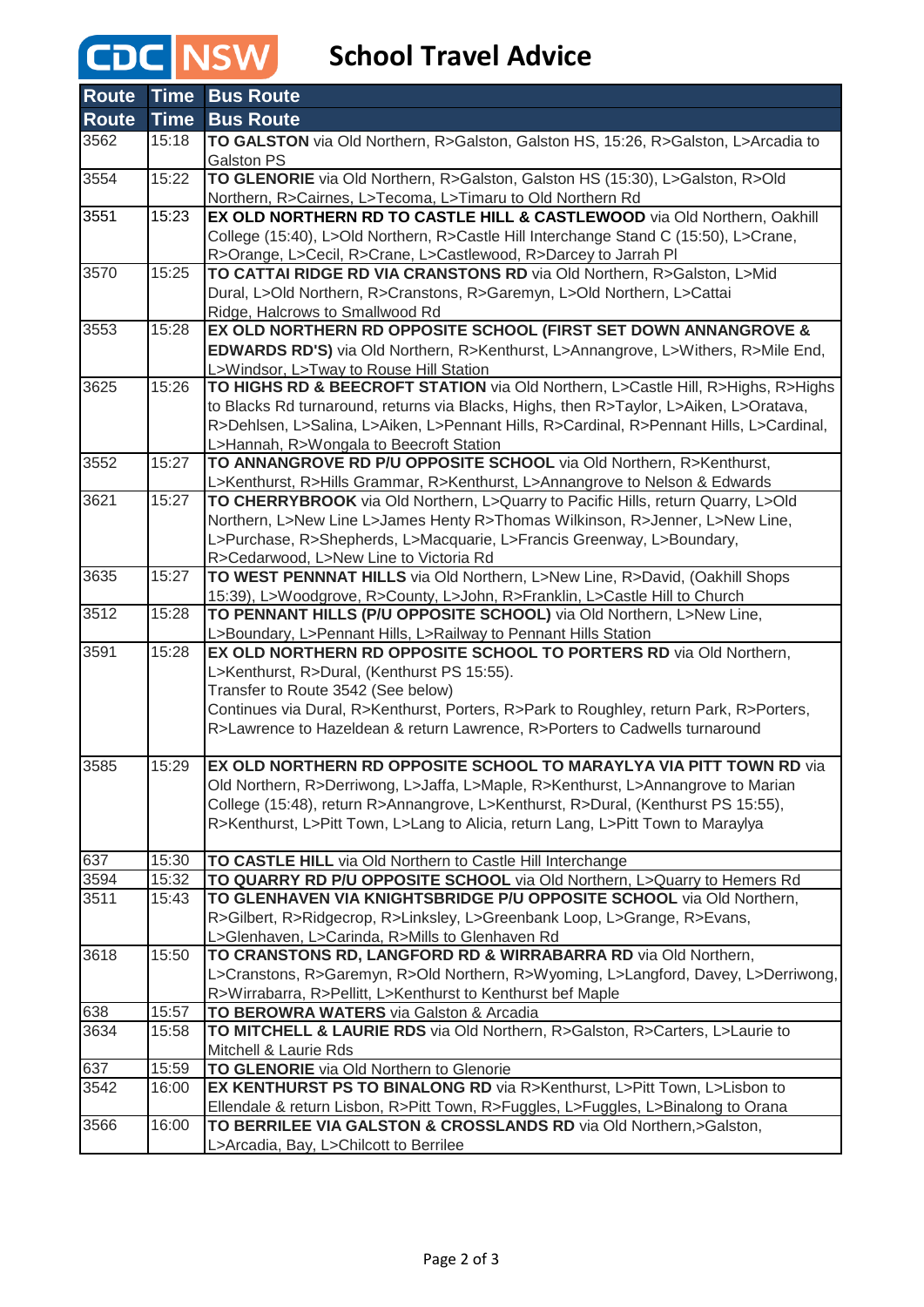# CDC NSW School Travel Advice

| Route | Time | Bus Route |
|---|---|---|
| Route | Time | Bus Route |
| 3562 | 15:18 | **TO GALSTON** via Old Northern, R>Galston, Galston HS, 15:26, R>Galston, L>Arcadia to Galston PS |
| 3554 | 15:22 | **TO GLENORIE** via Old Northern, R>Galston, Galston HS (15:30), L>Galston, R>Old Northern, R>Cairnes, L>Tecoma, L>Timaru to Old Northern Rd |
| 3551 | 15:23 | **EX OLD NORTHERN RD TO CASTLE HILL & CASTLEWOOD** via Old Northern, Oakhill College (15:40), L>Old Northern, R>Castle Hill Interchange Stand C (15:50), L>Crane, R>Orange, L>Cecil, R>Crane, L>Castlewood, R>Darcey to Jarrah Pl |
| 3570 | 15:25 | **TO CATTAI RIDGE RD VIA CRANSTONS RD** via Old Northern, R>Galston, L>Mid Dural, L>Old Northern, R>Cranstons, R>Garemyn, L>Old Northern, L>Cattai Ridge, Halcrows to Smallwood Rd |
| 3553 | 15:28 | **EX OLD NORTHERN RD OPPOSITE SCHOOL (FIRST SET DOWN ANNANGROVE & EDWARDS RD'S)** via Old Northern, R>Kenthurst, L>Annangrove, L>Withers, R>Mile End, L>Windsor, L>Tway to Rouse Hill Station |
| 3625 | 15:26 | **TO HIGHS RD & BEECROFT STATION** via Old Northern, L>Castle Hill, R>Highs, R>Highs to Blacks Rd turnaround, returns via Blacks, Highs, then R>Taylor, L>Aiken, L>Oratava, R>Dehlsen, L>Salina, L>Aiken, L>Pennant Hills, R>Cardinal, R>Pennant Hills, L>Cardinal, L>Hannah, R>Wongala to Beecroft Station |
| 3552 | 15:27 | **TO ANNANGROVE RD P/U OPPOSITE SCHOOL** via Old Northern, R>Kenthurst, L>Kenthurst, R>Hills Grammar, R>Kenthurst, L>Annangrove to Nelson & Edwards |
| 3621 | 15:27 | **TO CHERRYBROOK** via Old Northern, L>Quarry to Pacific Hills, return Quarry, L>Old Northern, L>New Line L>James Henty R>Thomas Wilkinson, R>Jenner, L>New Line, L>Purchase, R>Shepherds, L>Macquarie, L>Francis Greenway, L>Boundary, R>Cedarwood, L>New Line to Victoria Rd |
| 3635 | 15:27 | **TO WEST PENNNAT HILLS** via Old Northern, L>New Line, R>David, (Oakhill Shops 15:39), L>Woodgrove, R>County, L>John, R>Franklin, L>Castle Hill to Church |
| 3512 | 15:28 | **TO PENNANT HILLS (P/U OPPOSITE SCHOOL)** via Old Northern, L>New Line, L>Boundary, L>Pennant Hills, L>Railway to Pennant Hills Station |
| 3591 | 15:28 | **EX OLD NORTHERN RD OPPOSITE SCHOOL TO PORTERS RD** via Old Northern, L>Kenthurst, R>Dural, (Kenthurst PS 15:55). Transfer to Route 3542 (See below) Continues via Dural, R>Kenthurst, Porters, R>Park to Roughley, return Park, R>Porters, R>Lawrence to Hazeldean & return Lawrence, R>Porters to Cadwells turnaround |
| 3585 | 15:29 | **EX OLD NORTHERN RD OPPOSITE SCHOOL TO MARAYLYA VIA PITT TOWN RD** via Old Northern, R>Derriwong, L>Jaffa, L>Maple, R>Kenthurst, L>Annangrove to Marian College (15:48), return R>Annangrove, L>Kenthurst, R>Dural, (Kenthurst PS 15:55), R>Kenthurst, L>Pitt Town, L>Lang to Alicia, return Lang, L>Pitt Town to Maraylya |
| 637 | 15:30 | **TO CASTLE HILL** via Old Northern to Castle Hill Interchange |
| 3594 | 15:32 | **TO QUARRY RD P/U OPPOSITE SCHOOL** via Old Northern, L>Quarry to Hemers Rd |
| 3511 | 15:43 | **TO GLENHAVEN VIA KNIGHTSBRIDGE P/U OPPOSITE SCHOOL** via Old Northern, R>Gilbert, R>Ridgecrop, R>Linksley, L>Greenbank Loop, L>Grange, R>Evans, L>Glenhaven, L>Carinda, R>Mills to Glenhaven Rd |
| 3618 | 15:50 | **TO CRANSTONS RD, LANGFORD RD & WIRRABARRA RD** via Old Northern, L>Cranstons, R>Garemyn, R>Old Northern, R>Wyoming, L>Langford, Davey, L>Derriwong, R>Wirrabarra, R>Pellitt, L>Kenthurst to Kenthurst bef Maple |
| 638 | 15:57 | **TO BEROWRA WATERS** via Galston & Arcadia |
| 3634 | 15:58 | **TO MITCHELL & LAURIE RDS** via Old Northern, R>Galston, R>Carters, L>Laurie to Mitchell & Laurie Rds |
| 637 | 15:59 | **TO GLENORIE** via Old Northern to Glenorie |
| 3542 | 16:00 | **EX KENTHURST PS TO BINALONG RD** via R>Kenthurst, L>Pitt Town, L>Lisbon to Ellendale & return Lisbon, R>Pitt Town, R>Fuggles, L>Fuggles, L>Binalong to Orana |
| 3566 | 16:00 | **TO BERRILEE VIA GALSTON & CROSSLANDS RD** via Old Northern,>Galston, L>Arcadia, Bay, L>Chilcott to Berrilee |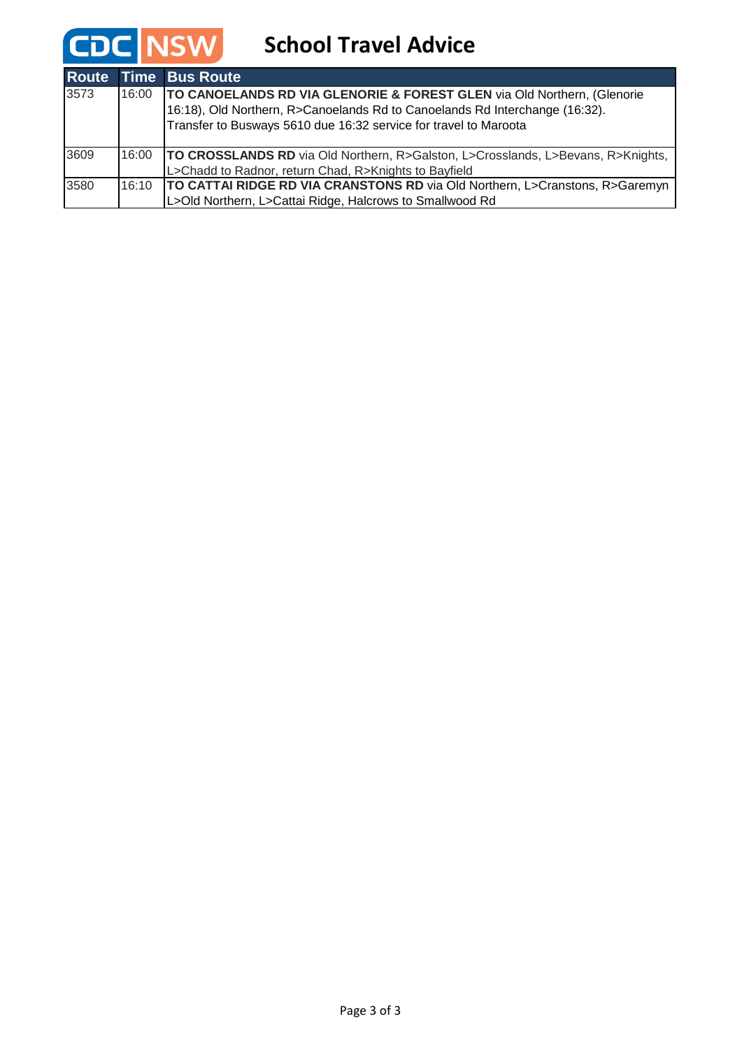# CDC NSW School Travel Advice

| Route | Time | Bus Route |
|---|---|---|
| 3573 | 16:00 | **TO CANOELANDS RD VIA GLENORIE & FOREST GLEN** via Old Northern, (Glenorie 16:18), Old Northern, R>Canoelands Rd to Canoelands Rd Interchange (16:32). Transfer to Busways 5610 due 16:32 service for travel to Maroota |
| 3609 | 16:00 | **TO CROSSLANDS RD** via Old Northern, R>Galston, L>Crosslands, L>Bevans, R>Knights, L>Chadd to Radnor, return Chad, R>Knights to Bayfield |
| 3580 | 16:10 | **TO CATTAI RIDGE RD VIA CRANSTONS RD** via Old Northern, L>Cranstons, R>Garemyn L>Old Northern, L>Cattai Ridge, Halcrows to Smallwood Rd |